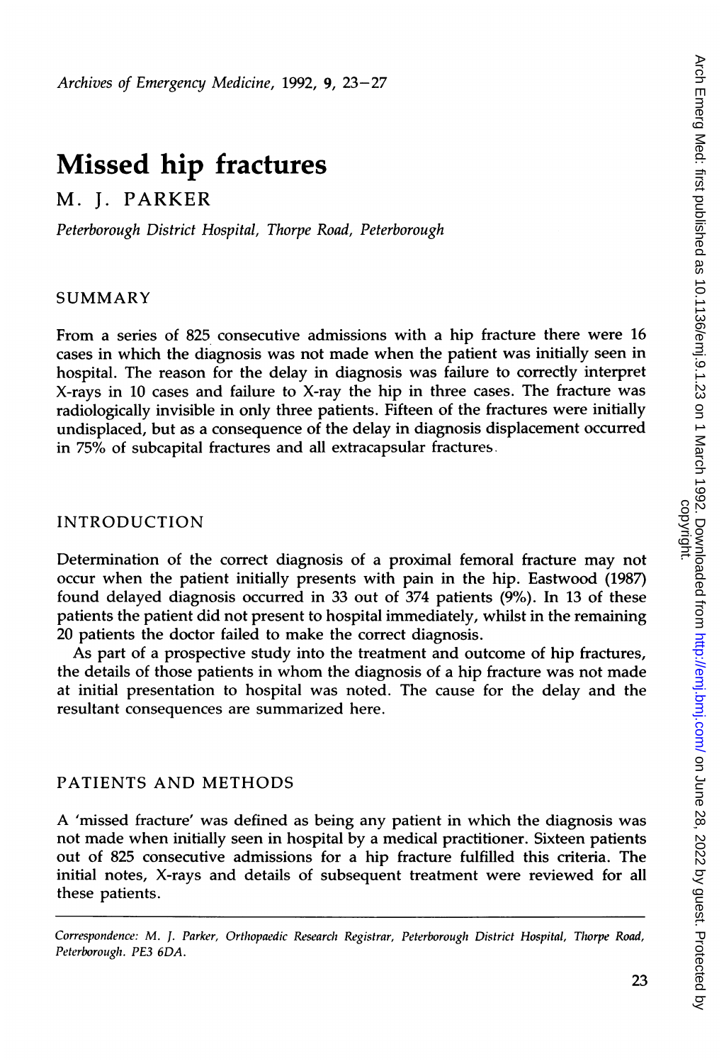# Missed hip fractures

M. J. PARKER

*Peterborough District Hospital, Thorpe Road, Peterborough*

## SUMMARY

From a series of 825 consecutive admissions with a hip fracture there were 16 cases in which the diagnosis was not made when the patient was initially seen in hospital. The reason for the delay in diagnosis was failure to correctly interpret X-rays in 10 cases and failure to X-ray the hip in three cases. The fracture was radiologically invisible in only three patients. Fifteen of the fractures were initially undisplaced, but as a consequence of the delay in diagnosis displacement occurred in 75% of subcapital fractures and all extracapsular fractures.

## INTRODUCTION

Determination of the correct diagnosis of a proximal femoral fracture may not occur when the patient initially presents with pain in the hip. Eastwood (1987) found delayed diagnosis occurred in 33 out of 374 patients (9%). In 13 of these patients the patient did not present to hospital immediately, whilst in the remaining 20 patients the doctor failed to make the correct diagnosis.

As part of a prospective study into the treatment and outcome of hip fractures, the details of those patients in whom the diagnosis of a hip fracture was not made at initial presentation to hospital was noted. The cause for the delay and the resultant consequences are summarized here.

## PATIENTS AND METHODS

A 'missed fracture' was defined as being any patient in which the diagnosis was not made when initially seen in hospital by a medical practitioner. Sixteen patients out of 825 consecutive admissions for a hip fracture fulfilled this criteria. The initial notes, X-rays and details of subsequent treatment were reviewed for all these patients.

*Correspondence: M. J. Parker, Orthopaedic Research Registrar, Peterborough District Hospital, Thorpe Road, Peterborough. PE3 6DA.*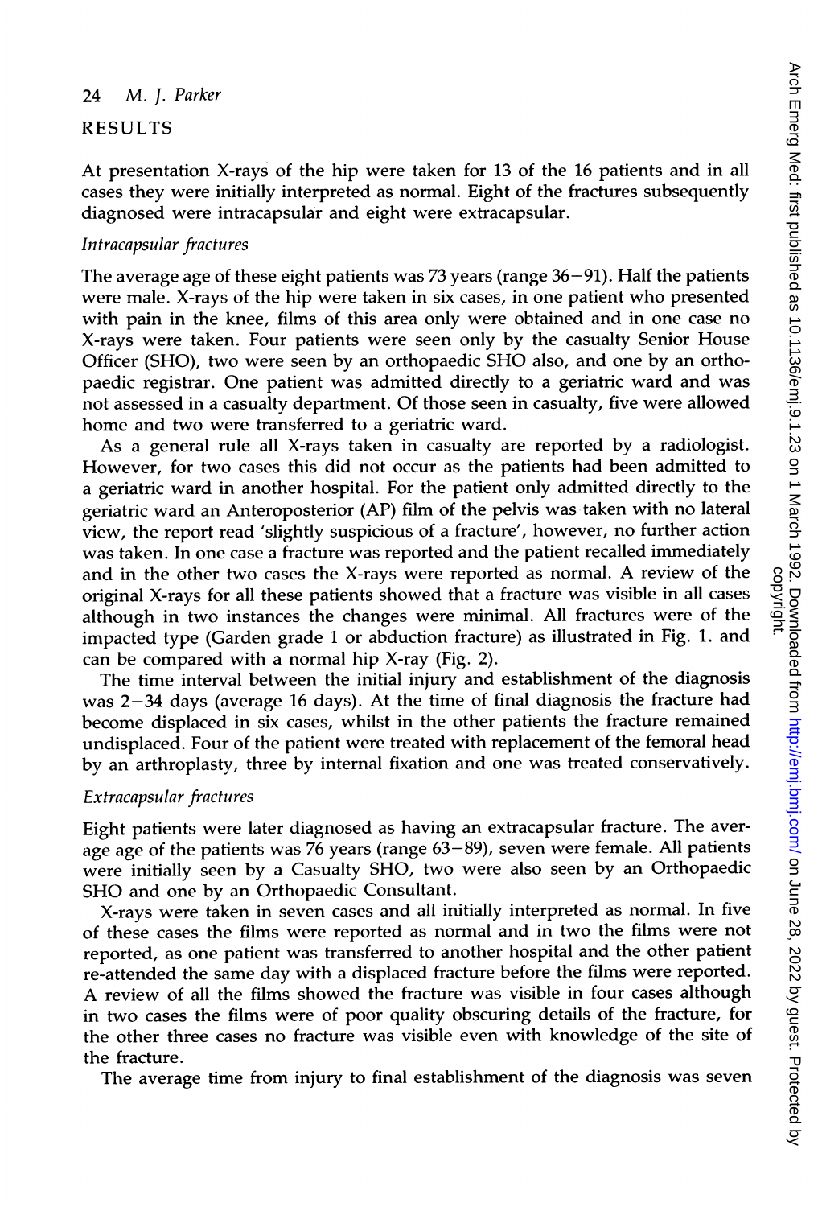## RESULTS

At presentation X-rays of the hip were taken for 13 of the 16 patients and in all cases they were initially interpreted as normal. Eight of the fractures subsequently diagnosed were intracapsular and eight were extracapsular.

### *Intracapsular fractures*

The average age of these eight patients was 73 years (range 36–91). Half the patients were male. X-rays of the hip were taken in six cases, in one patient who presented with pain in the knee, films of this area only were obtained and in one case no X-rays were taken. Four patients were seen only by the casualty Senior House Officer (SHO), two were seen by an orthopaedic SHO also, and one by an orthopaedic registrar. One patient was admitted directly to a geriatric ward and was not assessed in a casualty department. Of those seen in casualty, five were allowed home and two were transferred to a geriatric ward.

As a general rule all X-rays taken in casualty are reported by a radiologist. However, for two cases this did not occur as the patients had been admitted to a geriatric ward in another hospital. For the patient only admitted directly to the geriatric ward an Anteroposterior (AP) film of the pelvis was taken with no lateral view, the report read 'slightly suspicious of a fracture', however, no further action was taken. In one case a fracture was reported and the patient recalled immediately and in the other two cases the X-rays were reported as normal. A review of the original X-rays for all these patients showed that a fracture was visible in all cases although in two instances the changes were minimal. All fractures were of the impacted type (Garden grade 1 or abduction fracture) as illustrated in Fig. 1. and can be compared with a normal hip X-ray (Fig. 2).

The time interval between the initial injury and establishment of the diagnosis was 2–34 days (average 16 days). At the time of final diagnosis the fracture had become displaced in six cases, whilst in the other patients the fracture remained undisplaced. Four of the patient were treated with replacement of the femoral head by an arthroplasty, three by internal fixation and one was treated conservatively.

### *Extracapsular fractures*

Eight patients were later diagnosed as having an extracapsular fracture. The average age of the patients was 76 years (range 63–89), seven were female. All patients were initially seen by a Casualty SHO, two were also seen by an Orthopaedic SHO and one by an Orthopaedic Consultant.

X-rays were taken in seven cases and all initially interpreted as normal. In five of these cases the films were reported as normal and in two the films were not reported, as one patient was transferred to another hospital and the other patient re-attended the same day with a displaced fracture before the films were reported. A review of all the films showed the fracture was visible in four cases although in two cases the films were of poor quality obscuring details of the fracture, for the other three cases no fracture was visible even with knowledge of the site of the fracture.

The average time from injury to final establishment of the diagnosis was seven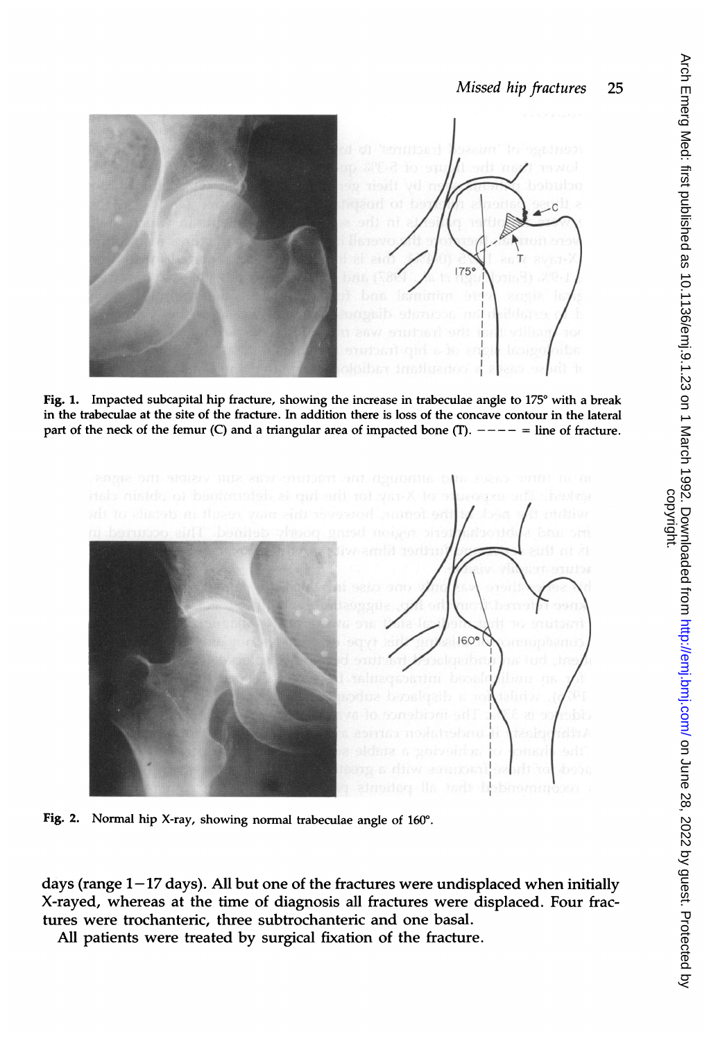Fig. 1. Impacted subcapital hip fracture, showing the increase in trabeculae angle to 175° with a break in the trabeculae at the site of the fracture. In addition there is loss of the concave contour in the lateral part of the neck of the femur (C) and a triangular area of impacted bone (T). ---- = line of fracture.

Fig. 2. Normal hip X-ray, showing normal trabeculae angle of 160°.

days (range 1–17 days). All but one of the fractures were undisplaced when initially X-rayed, whereas at the time of diagnosis all fractures were displaced. Four fractures were trochanteric, three subtrochanteric and one basal.

All patients were treated by surgical fixation of the fracture.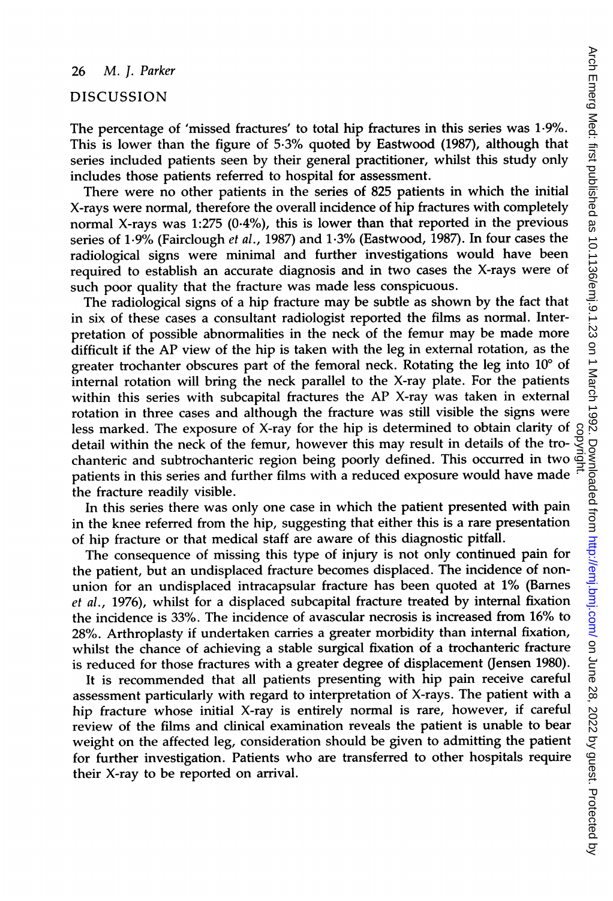## DISCUSSION

The percentage of 'missed fractures' to total hip fractures in this series was 1·9%. This is lower than the figure of 5·3% quoted by Eastwood (1987), although that series included patients seen by their general practitioner, whilst this study only includes those patients referred to hospital for assessment.

There were no other patients in the series of 825 patients in which the initial X-rays were normal, therefore the overall incidence of hip fractures with completely normal X-rays was 1:275 (0·4%), this is lower than that reported in the previous series of 1·9% (Fairclough *et al.*, 1987) and 1·3% (Eastwood, 1987). In four cases the radiological signs were minimal and further investigations would have been required to establish an accurate diagnosis and in two cases the X-rays were of such poor quality that the fracture was made less conspicuous.

The radiological signs of a hip fracture may be subtle as shown by the fact that in six of these cases a consultant radiologist reported the films as normal. Interpretation of possible abnormalities in the neck of the femur may be made more difficult if the AP view of the hip is taken with the leg in external rotation, as the greater trochanter obscures part of the femoral neck. Rotating the leg into 10° of internal rotation will bring the neck parallel to the X-ray plate. For the patients within this series with subcapital fractures the AP X-ray was taken in external rotation in three cases and although the fracture was still visible the signs were less marked. The exposure of X-ray for the hip is determined to obtain clarity of detail within the neck of the femur, however this may result in details of the trochanteric and subtrochanteric region being poorly defined. This occurred in two patients in this series and further films with a reduced exposure would have made the fracture readily visible.

In this series there was only one case in which the patient presented with pain in the knee referred from the hip, suggesting that either this is a rare presentation of hip fracture or that medical staff are aware of this diagnostic pitfall.

The consequence of missing this type of injury is not only continued pain for the patient, but an undisplaced fracture becomes displaced. The incidence of non-union for an undisplaced intracapsular fracture has been quoted at 1% (Barnes *et al.*, 1976), whilst for a displaced subcapital fracture treated by internal fixation the incidence is 33%. The incidence of avascular necrosis is increased from 16% to 28%. Arthroplasty if undertaken carries a greater morbidity than internal fixation, whilst the chance of achieving a stable surgical fixation of a trochanteric fracture is reduced for those fractures with a greater degree of displacement (Jensen 1980).

It is recommended that all patients presenting with hip pain receive careful assessment particularly with regard to interpretation of X-rays. The patient with a hip fracture whose initial X-ray is entirely normal is rare, however, if careful review of the films and clinical examination reveals the patient is unable to bear weight on the affected leg, consideration should be given to admitting the patient for further investigation. Patients who are transferred to other hospitals require their X-ray to be reported on arrival.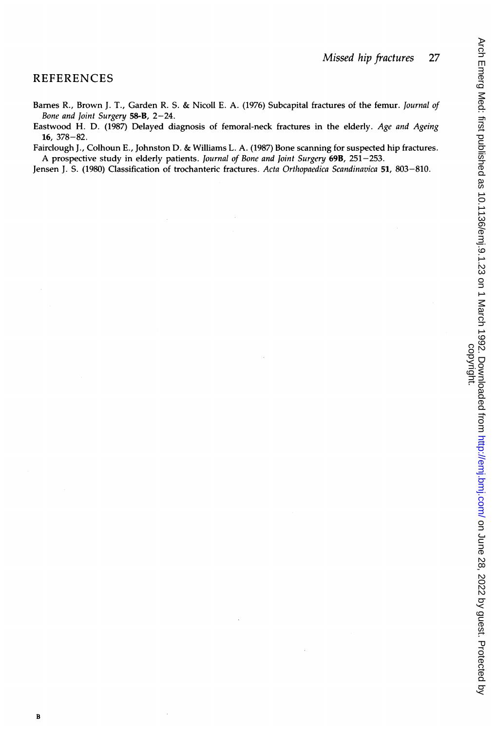## REFERENCES

Barnes R., Brown J. T., Garden R. S. & Nicoll E. A. (1976) Subcapital fractures of the femur. *Journal of Bone and Joint Surgery* **58-B**, 2–24.

Eastwood H. D. (1987) Delayed diagnosis of femoral-neck fractures in the elderly. *Age and Ageing* **16**, 378–82.

Fairclough J., Colhoun E., Johnston D. & Williams L. A. (1987) Bone scanning for suspected hip fractures. A prospective study in elderly patients. *Journal of Bone and Joint Surgery* **69B**, 251–253.

Jensen J. S. (1980) Classification of trochanteric fractures. *Acta Orthopaedica Scandinavica* **51**, 803–810.